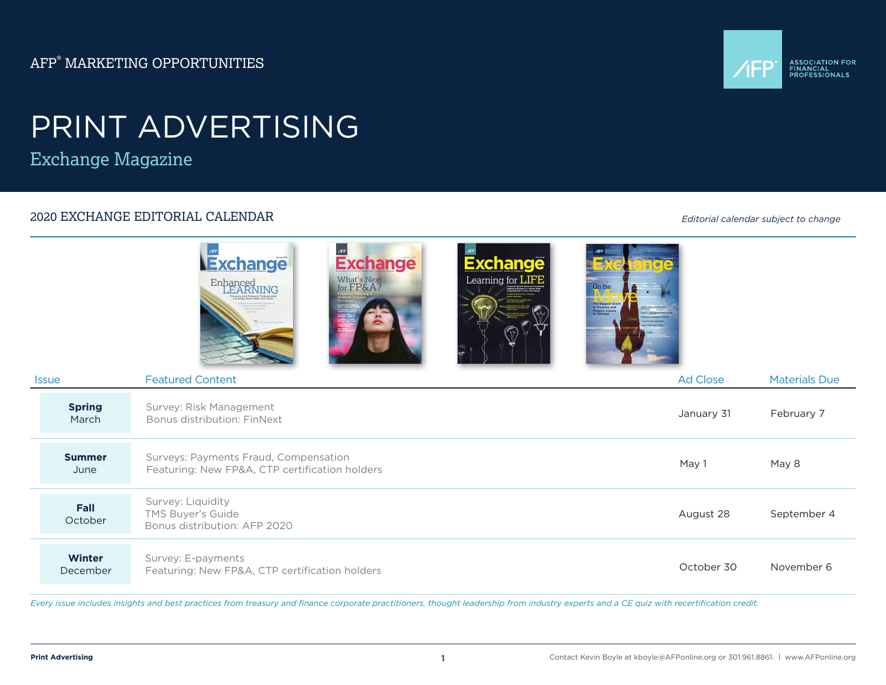AFP® MARKETING OPPORTUNITIES

ASSOCIATION FOR FINANCIAL PROFESSIONALS

# PRINT ADVERTISING

## Exchange Magazine

### 2020 EXCHANGE EDITORIAL CALENDAR

*Editorial calendar subject to change*

| Issue | Featured Content | Ad Close | Materials Due |
|---|---|---|---|
| **Spring** March | Survey: Risk Management<br>Bonus distribution: FinNext | January 31 | February 7 |
| **Summer** June | Surveys: Payments Fraud, Compensation<br>Featuring: New FP&A, CTP certification holders | May 1 | May 8 |
| **Fall** October | Survey: Liquidity<br>TMS Buyer's Guide<br>Bonus distribution: AFP 2020 | August 28 | September 4 |
| **Winter** December | Survey: E-payments<br>Featuring: New FP&A, CTP certification holders | October 30 | November 6 |

*Every issue includes insights and best practices from treasury and finance corporate practitioners, thought leadership from industry experts and a CE quiz with recertification credit.*

Contact Kevin Boyle at kboyle@AFPonline.org or 301.961.8861. | www.AFPonline.org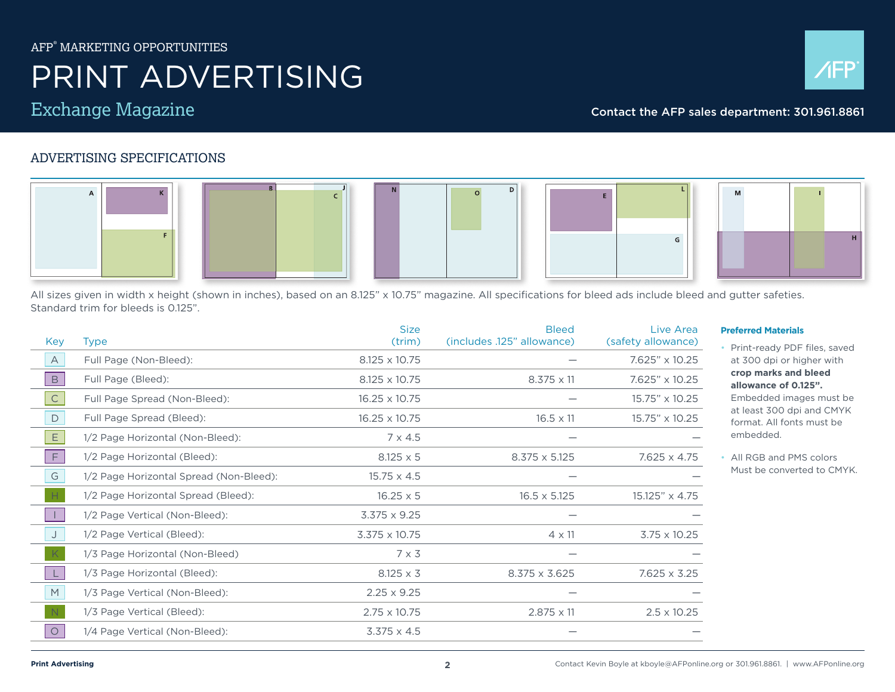AFP® MARKETING OPPORTUNITIES

# PRINT ADVERTISING

## Exchange Magazine

Contact the AFP sales department: 301.961.8861

### ADVERTISING SPECIFICATIONS

All sizes given in width x height (shown in inches), based on an 8.125" x 10.75" magazine. All specifications for bleed ads include bleed and gutter safeties. Standard trim for bleeds is 0.125".

| Key | Type | Size (trim) | Bleed (includes .125" allowance) | Live Area (safety allowance) |
|---|---|---|---|---|
| A | Full Page (Non-Bleed): | 8.125 x 10.75 | — | 7.625" x 10.25 |
| B | Full Page (Bleed): | 8.125 x 10.75 | 8.375 x 11 | 7.625" x 10.25 |
| C | Full Page Spread (Non-Bleed): | 16.25 x 10.75 | — | 15.75" x 10.25 |
| D | Full Page Spread (Bleed): | 16.25 x 10.75 | 16.5 x 11 | 15.75" x 10.25 |
| E | 1/2 Page Horizontal (Non-Bleed): | 7 x 4.5 | — | — |
| F | 1/2 Page Horizontal (Bleed): | 8.125 x 5 | 8.375 x 5.125 | 7.625 x 4.75 |
| G | 1/2 Page Horizontal Spread (Non-Bleed): | 15.75 x 4.5 | — | — |
| H | 1/2 Page Horizontal Spread (Bleed): | 16.25 x 5 | 16.5 x 5.125 | 15.125" x 4.75 |
| I | 1/2 Page Vertical (Non-Bleed): | 3.375 x 9.25 | — | — |
| J | 1/2 Page Vertical (Bleed): | 3.375 x 10.75 | 4 x 11 | 3.75 x 10.25 |
| K | 1/3 Page Horizontal (Non-Bleed) | 7 x 3 | — | — |
| L | 1/3 Page Horizontal (Bleed): | 8.125 x 3 | 8.375 x 3.625 | 7.625 x 3.25 |
| M | 1/3 Page Vertical (Non-Bleed): | 2.25 x 9.25 | — | — |
| N | 1/3 Page Vertical (Bleed): | 2.75 x 10.75 | 2.875 x 11 | 2.5 x 10.25 |
| O | 1/4 Page Vertical (Non-Bleed): | 3.375 x 4.5 | — | — |

**Preferred Materials**

- Print-ready PDF files, saved at 300 dpi or higher with **crop marks and bleed allowance of 0.125".** Embedded images must be at least 300 dpi and CMYK format. All fonts must be embedded.
- All RGB and PMS colors Must be converted to CMYK.

Contact Kevin Boyle at kboyle@AFPonline.org or 301.961.8861. | www.AFPonline.org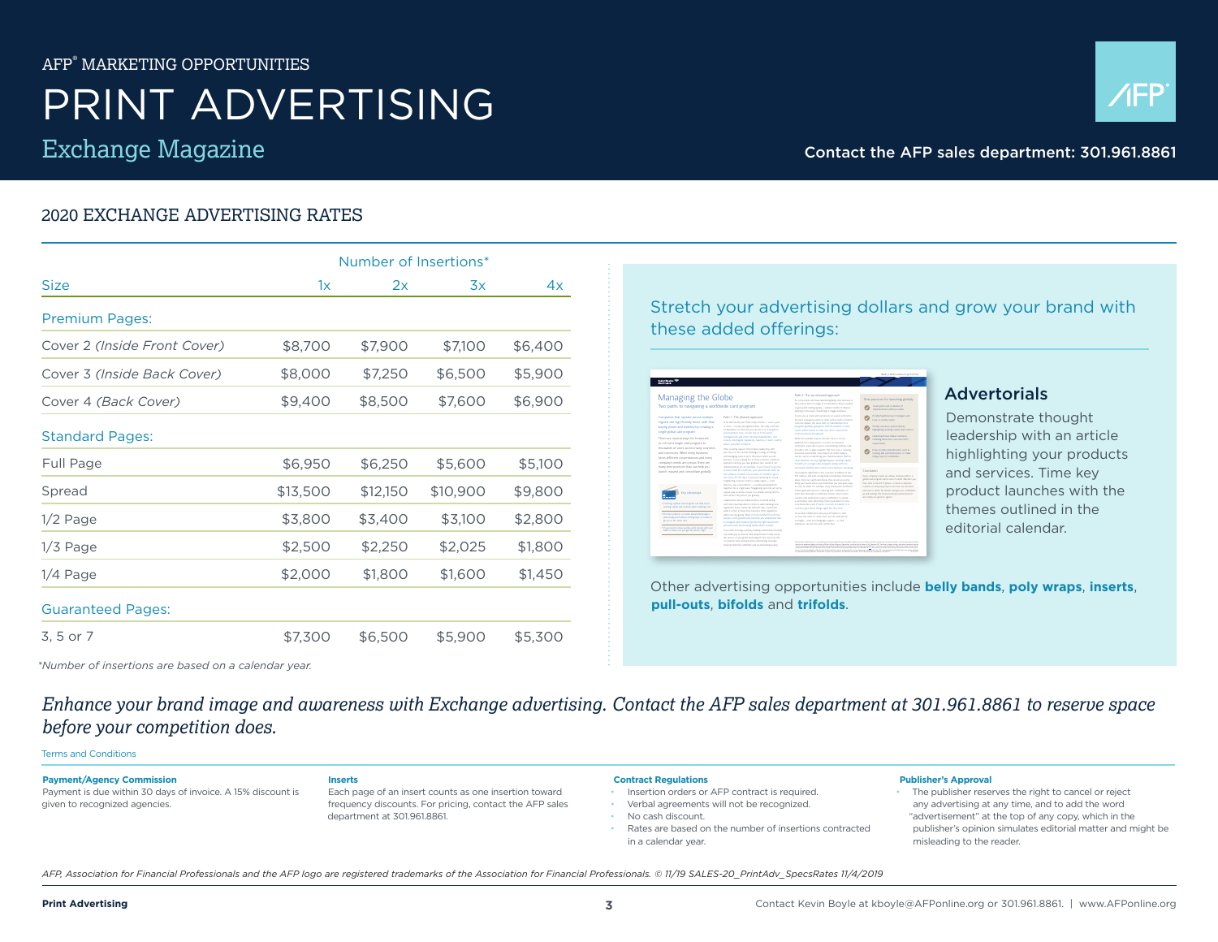AFP® MARKETING OPPORTUNITIES

# PRINT ADVERTISING

## Exchange Magazine

Contact the AFP sales department: 301.961.8861

### 2020 EXCHANGE ADVERTISING RATES

| | Number of Insertions* | | | |
|---|---|---|---|---|
| Size | 1x | 2x | 3x | 4x |
| **Premium Pages:** | | | | |
| Cover 2 *(Inside Front Cover)* | $8,700 | $7,900 | $7,100 | $6,400 |
| Cover 3 *(Inside Back Cover)* | $8,000 | $7,250 | $6,500 | $5,900 |
| Cover 4 *(Back Cover)* | $9,400 | $8,500 | $7,600 | $6,900 |
| **Standard Pages:** | | | | |
| Full Page | $6,950 | $6,250 | $5,600 | $5,100 |
| Spread | $13,500 | $12,150 | $10,900 | $9,800 |
| 1/2 Page | $3,800 | $3,400 | $3,100 | $2,800 |
| 1/3 Page | $2,500 | $2,250 | $2,025 | $1,800 |
| 1/4 Page | $2,000 | $1,800 | $1,600 | $1,450 |
| **Guaranteed Pages:** | | | | |
| 3, 5 or 7 | $7,300 | $6,500 | $5,900 | $5,300 |

*Number of insertions are based on a calendar year.

Stretch your advertising dollars and grow your brand with these added offerings:

### Advertorials

Demonstrate thought leadership with an article highlighting your products and services. Time key product launches with the themes outlined in the editorial calendar.

Other advertising opportunities include **belly bands**, **poly wraps**, **inserts**, **pull-outs**, **bifolds** and **trifolds**.

*Enhance your brand image and awareness with Exchange advertising. Contact the AFP sales department at 301.961.8861 to reserve space before your competition does.*

Terms and Conditions

**Payment/Agency Commission**
Payment is due within 30 days of invoice. A 15% discount is given to recognized agencies.

**Inserts**
Each page of an insert counts as one insertion toward frequency discounts. For pricing, contact the AFP sales department at 301.961.8861.

**Contract Regulations**
- Insertion orders or AFP contract is required.
- Verbal agreements will not be recognized.
- No cash discount.
- Rates are based on the number of insertions contracted in a calendar year.

**Publisher's Approval**
- The publisher reserves the right to cancel or reject any advertising at any time, and to add the word "advertisement" at the top of any copy, which in the publisher's opinion simulates editorial matter and might be misleading to the reader.

*AFP, Association for Financial Professionals and the AFP logo are registered trademarks of the Association for Financial Professionals. © 11/19 SALES-20_PrintAdv_SpecsRates 11/4/2019*

Contact Kevin Boyle at kboyle@AFPonline.org or 301.961.8861. | www.AFPonline.org